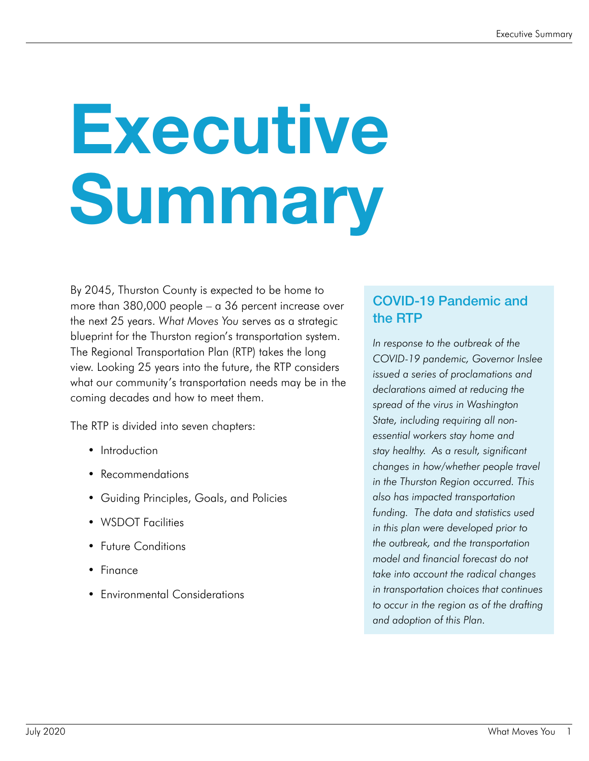# Executive Summary

By 2045, Thurston County is expected to be home to more than 380,000 people – a 36 percent increase over the next 25 years. *What Moves You* serves as a strategic blueprint for the Thurston region's transportation system. The Regional Transportation Plan (RTP) takes the long view. Looking 25 years into the future, the RTP considers what our community's transportation needs may be in the coming decades and how to meet them.

The RTP is divided into seven chapters:

- Introduction
- Recommendations
- Guiding Principles, Goals, and Policies
- WSDOT Facilities
- Future Conditions
- Finance
- Environmental Considerations

## COVID-19 Pandemic and the RTP

*In response to the outbreak of the COVID-19 pandemic, Governor Inslee issued a series of proclamations and declarations aimed at reducing the spread of the virus in Washington State, including requiring all non-essential workers stay home and stay healthy. As a result, significant changes in how/whether people travel in the Thurston Region occurred. This also has impacted transportation funding. The data and statistics used in this plan were developed prior to the outbreak, and the transportation model and financial forecast do not take into account the radical changes in transportation choices that continues to occur in the region as of the drafting and adoption of this Plan.*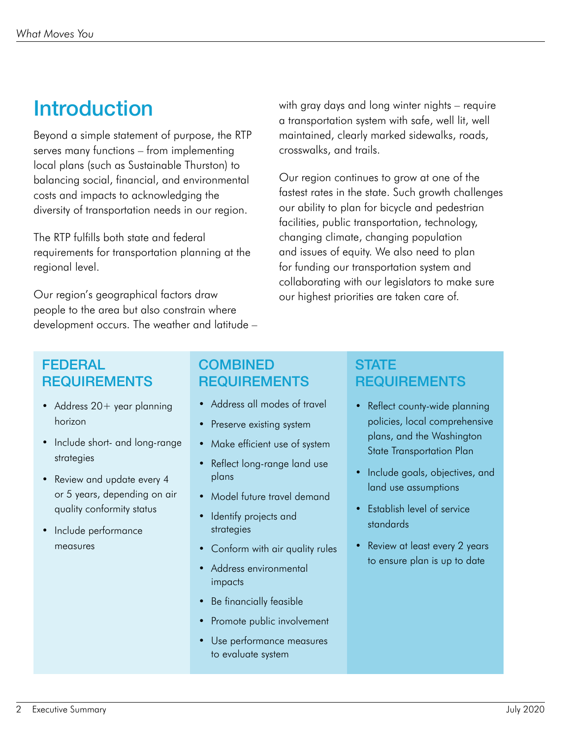# Introduction

Beyond a simple statement of purpose, the RTP serves many functions – from implementing local plans (such as Sustainable Thurston) to balancing social, financial, and environmental costs and impacts to acknowledging the diversity of transportation needs in our region.

The RTP fulfills both state and federal requirements for transportation planning at the regional level.

Our region's geographical factors draw people to the area but also constrain where development occurs. The weather and latitude – with gray days and long winter nights – require a transportation system with safe, well lit, well maintained, clearly marked sidewalks, roads, crosswalks, and trails.

Our region continues to grow at one of the fastest rates in the state. Such growth challenges our ability to plan for bicycle and pedestrian facilities, public transportation, technology, changing climate, changing population and issues of equity. We also need to plan for funding our transportation system and collaborating with our legislators to make sure our highest priorities are taken care of.

## FEDERAL REQUIREMENTS

- Address 20+ year planning horizon
- Include short- and long-range strategies
- Review and update every 4 or 5 years, depending on air quality conformity status
- Include performance measures

## COMBINED REQUIREMENTS

- Address all modes of travel
- Preserve existing system
- Make efficient use of system
- Reflect long-range land use plans
- Model future travel demand
- Identify projects and strategies
- Conform with air quality rules
- Address environmental impacts
- Be financially feasible
- Promote public involvement
- Use performance measures to evaluate system

## STATE REQUIREMENTS

- Reflect county-wide planning policies, local comprehensive plans, and the Washington State Transportation Plan
- Include goals, objectives, and land use assumptions
- Establish level of service standards
- Review at least every 2 years to ensure plan is up to date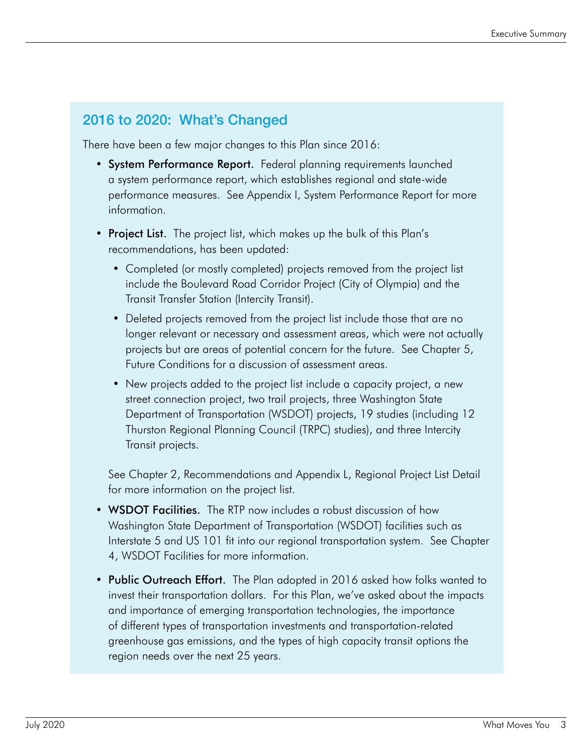## 2016 to 2020: What's Changed

There have been a few major changes to this Plan since 2016:

- **System Performance Report.** Federal planning requirements launched a system performance report, which establishes regional and state-wide performance measures. See Appendix I, System Performance Report for more information.
- **Project List.** The project list, which makes up the bulk of this Plan's recommendations, has been updated:
  - Completed (or mostly completed) projects removed from the project list include the Boulevard Road Corridor Project (City of Olympia) and the Transit Transfer Station (Intercity Transit).
  - Deleted projects removed from the project list include those that are no longer relevant or necessary and assessment areas, which were not actually projects but are areas of potential concern for the future. See Chapter 5, Future Conditions for a discussion of assessment areas.
  - New projects added to the project list include a capacity project, a new street connection project, two trail projects, three Washington State Department of Transportation (WSDOT) projects, 19 studies (including 12 Thurston Regional Planning Council (TRPC) studies), and three Intercity Transit projects.

  See Chapter 2, Recommendations and Appendix L, Regional Project List Detail for more information on the project list.
- **WSDOT Facilities.** The RTP now includes a robust discussion of how Washington State Department of Transportation (WSDOT) facilities such as Interstate 5 and US 101 fit into our regional transportation system. See Chapter 4, WSDOT Facilities for more information.
- **Public Outreach Effort.** The Plan adopted in 2016 asked how folks wanted to invest their transportation dollars. For this Plan, we've asked about the impacts and importance of emerging transportation technologies, the importance of different types of transportation investments and transportation-related greenhouse gas emissions, and the types of high capacity transit options the region needs over the next 25 years.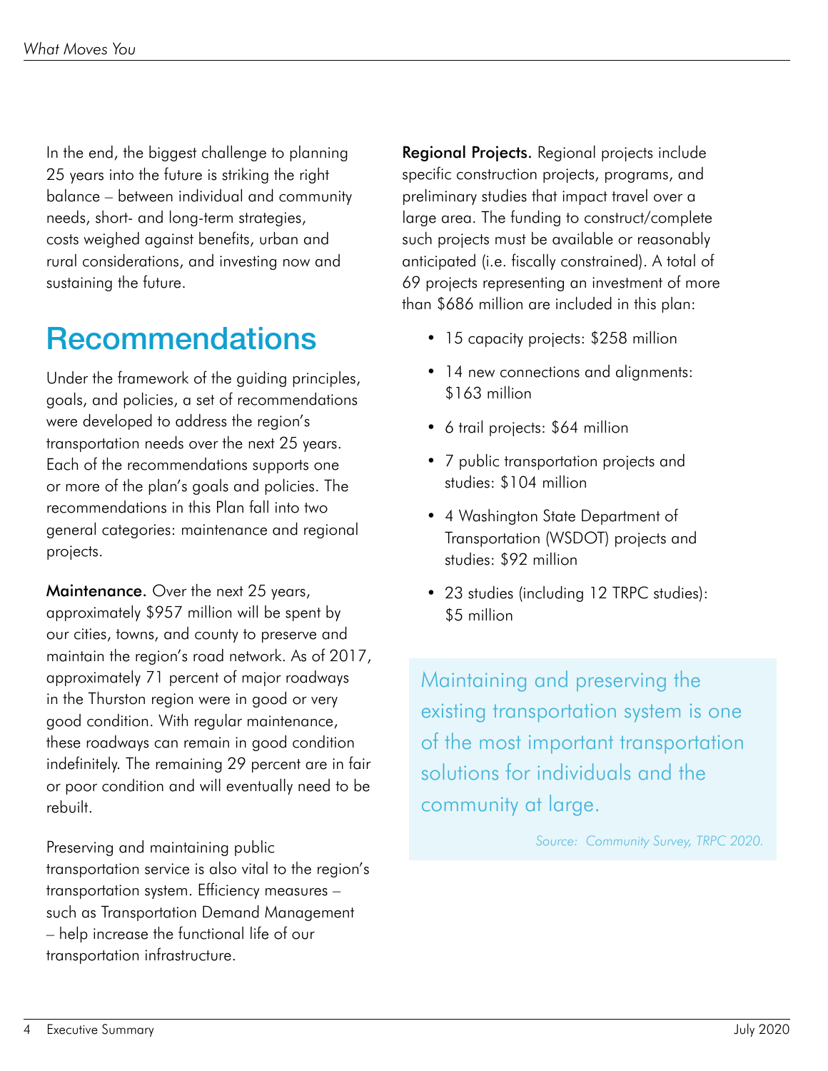In the end, the biggest challenge to planning 25 years into the future is striking the right balance – between individual and community needs, short- and long-term strategies, costs weighed against benefits, urban and rural considerations, and investing now and sustaining the future.

# Recommendations

Under the framework of the guiding principles, goals, and policies, a set of recommendations were developed to address the region's transportation needs over the next 25 years. Each of the recommendations supports one or more of the plan's goals and policies. The recommendations in this Plan fall into two general categories: maintenance and regional projects.

**Maintenance.** Over the next 25 years, approximately $957 million will be spent by our cities, towns, and county to preserve and maintain the region's road network. As of 2017, approximately 71 percent of major roadways in the Thurston region were in good or very good condition. With regular maintenance, these roadways can remain in good condition indefinitely. The remaining 29 percent are in fair or poor condition and will eventually need to be rebuilt.

Preserving and maintaining public transportation service is also vital to the region's transportation system. Efficiency measures – such as Transportation Demand Management – help increase the functional life of our transportation infrastructure.

**Regional Projects.** Regional projects include specific construction projects, programs, and preliminary studies that impact travel over a large area. The funding to construct/complete such projects must be available or reasonably anticipated (i.e. fiscally constrained). A total of 69 projects representing an investment of more than $686 million are included in this plan:

- 15 capacity projects: $258 million
- 14 new connections and alignments: $163 million
- 6 trail projects: $64 million
- 7 public transportation projects and studies: $104 million
- 4 Washington State Department of Transportation (WSDOT) projects and studies: $92 million
- 23 studies (including 12 TRPC studies): $5 million

> Maintaining and preserving the existing transportation system is one of the most important transportation solutions for individuals and the community at large.
>
> *Source: Community Survey, TRPC 2020.*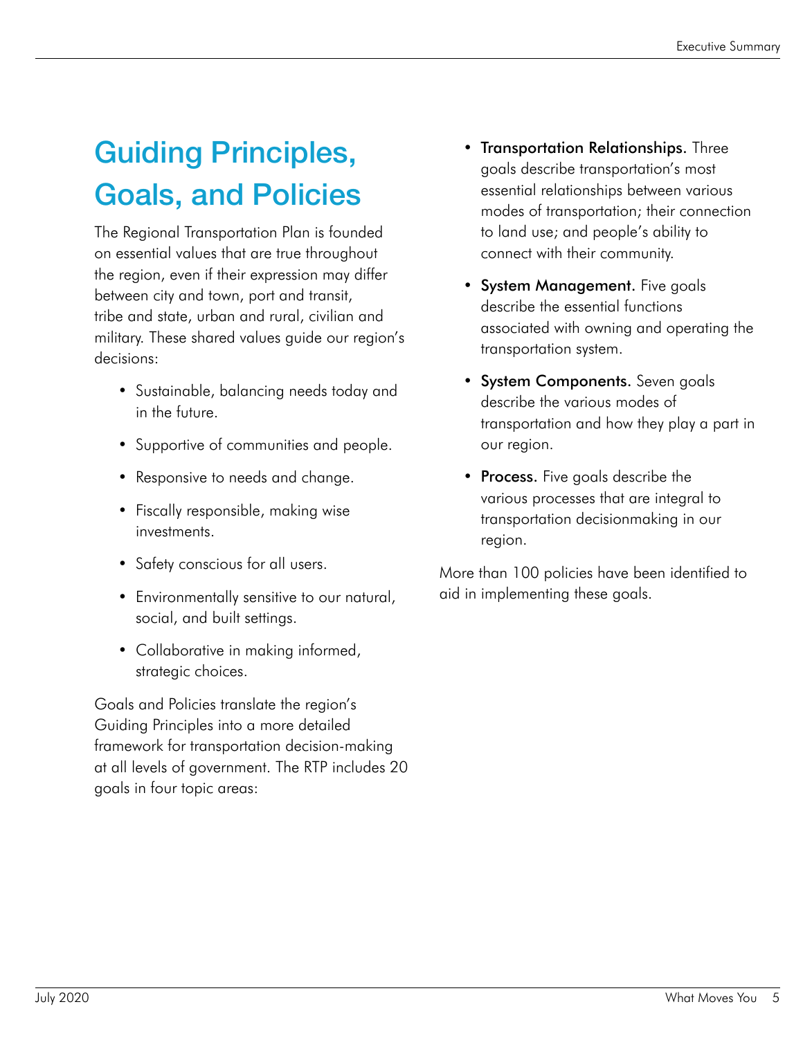# Guiding Principles, Goals, and Policies

The Regional Transportation Plan is founded on essential values that are true throughout the region, even if their expression may differ between city and town, port and transit, tribe and state, urban and rural, civilian and military. These shared values guide our region's decisions:

- Sustainable, balancing needs today and in the future.
- Supportive of communities and people.
- Responsive to needs and change.
- Fiscally responsible, making wise investments.
- Safety conscious for all users.
- Environmentally sensitive to our natural, social, and built settings.
- Collaborative in making informed, strategic choices.

Goals and Policies translate the region's Guiding Principles into a more detailed framework for transportation decision-making at all levels of government. The RTP includes 20 goals in four topic areas:

- **Transportation Relationships.** Three goals describe transportation's most essential relationships between various modes of transportation; their connection to land use; and people's ability to connect with their community.
- **System Management.** Five goals describe the essential functions associated with owning and operating the transportation system.
- **System Components.** Seven goals describe the various modes of transportation and how they play a part in our region.
- **Process.** Five goals describe the various processes that are integral to transportation decisionmaking in our region.

More than 100 policies have been identified to aid in implementing these goals.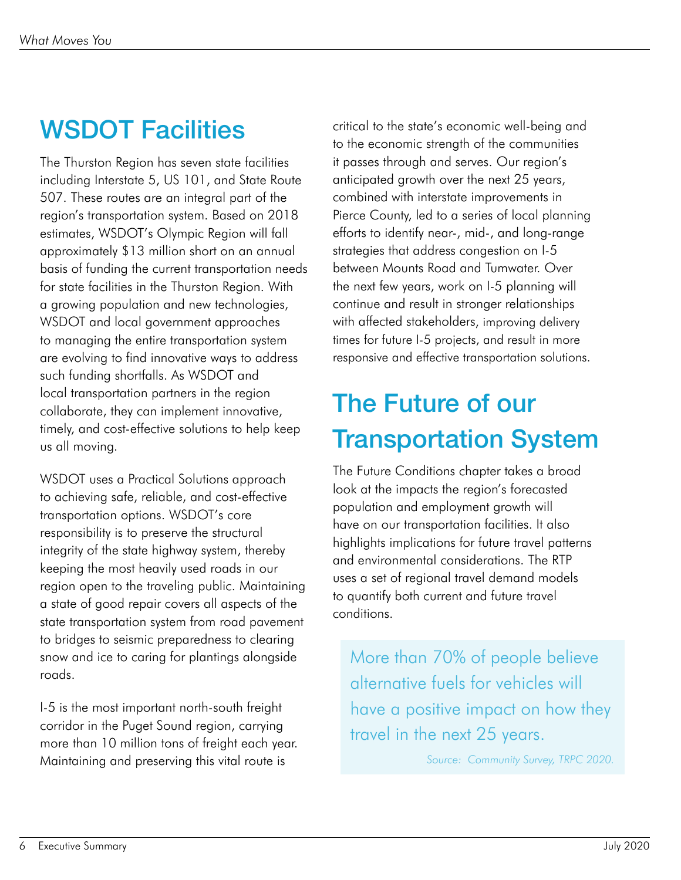## WSDOT Facilities

The Thurston Region has seven state facilities including Interstate 5, US 101, and State Route 507. These routes are an integral part of the region's transportation system. Based on 2018 estimates, WSDOT's Olympic Region will fall approximately $13 million short on an annual basis of funding the current transportation needs for state facilities in the Thurston Region. With a growing population and new technologies, WSDOT and local government approaches to managing the entire transportation system are evolving to find innovative ways to address such funding shortfalls. As WSDOT and local transportation partners in the region collaborate, they can implement innovative, timely, and cost-effective solutions to help keep us all moving.

WSDOT uses a Practical Solutions approach to achieving safe, reliable, and cost-effective transportation options. WSDOT's core responsibility is to preserve the structural integrity of the state highway system, thereby keeping the most heavily used roads in our region open to the traveling public. Maintaining a state of good repair covers all aspects of the state transportation system from road pavement to bridges to seismic preparedness to clearing snow and ice to caring for plantings alongside roads.

I-5 is the most important north-south freight corridor in the Puget Sound region, carrying more than 10 million tons of freight each year. Maintaining and preserving this vital route is critical to the state's economic well-being and to the economic strength of the communities it passes through and serves. Our region's anticipated growth over the next 25 years, combined with interstate improvements in Pierce County, led to a series of local planning efforts to identify near-, mid-, and long-range strategies that address congestion on I-5 between Mounts Road and Tumwater. Over the next few years, work on I-5 planning will continue and result in stronger relationships with affected stakeholders, improving delivery times for future I-5 projects, and result in more responsive and effective transportation solutions.

## The Future of our Transportation System

The Future Conditions chapter takes a broad look at the impacts the region's forecasted population and employment growth will have on our transportation facilities. It also highlights implications for future travel patterns and environmental considerations. The RTP uses a set of regional travel demand models to quantify both current and future travel conditions.

> More than 70% of people believe alternative fuels for vehicles will have a positive impact on how they travel in the next 25 years.
>
> *Source: Community Survey, TRPC 2020.*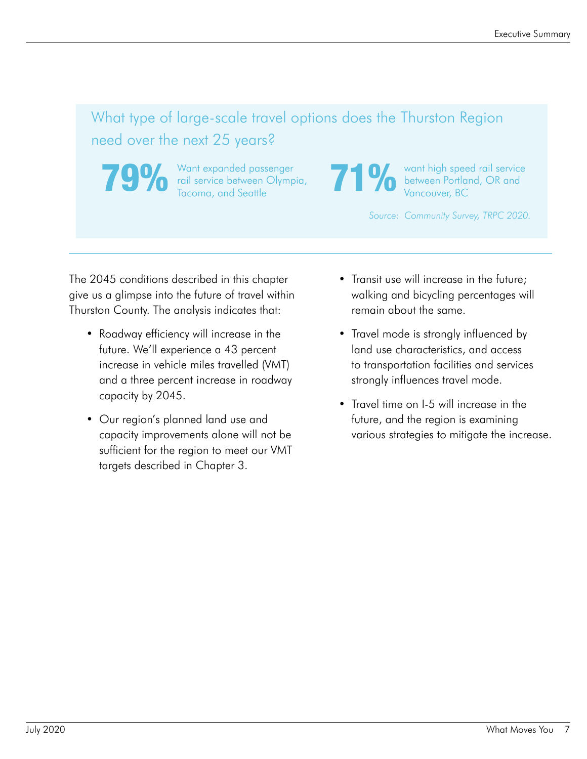## What type of large-scale travel options does the Thurston Region need over the next 25 years?

**79%** Want expanded passenger rail service between Olympia, Tacoma, and Seattle

**71%** want high speed rail service between Portland, OR and Vancouver, BC

*Source: Community Survey, TRPC 2020.*

The 2045 conditions described in this chapter give us a glimpse into the future of travel within Thurston County. The analysis indicates that:

- Roadway efficiency will increase in the future. We'll experience a 43 percent increase in vehicle miles travelled (VMT) and a three percent increase in roadway capacity by 2045.
- Our region's planned land use and capacity improvements alone will not be sufficient for the region to meet our VMT targets described in Chapter 3.
- Transit use will increase in the future; walking and bicycling percentages will remain about the same.
- Travel mode is strongly influenced by land use characteristics, and access to transportation facilities and services strongly influences travel mode.
- Travel time on I-5 will increase in the future, and the region is examining various strategies to mitigate the increase.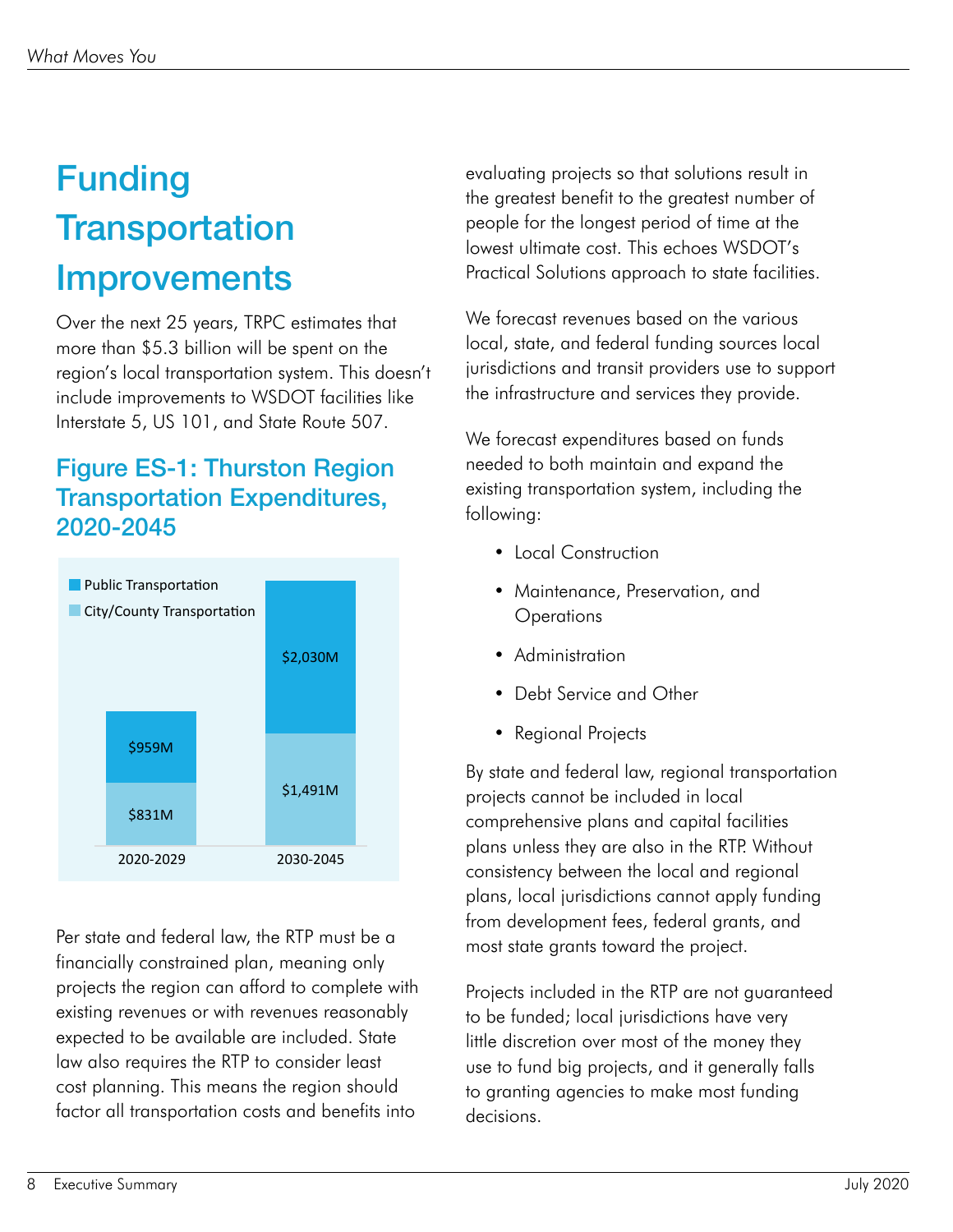# Funding Transportation Improvements

Over the next 25 years, TRPC estimates that more than $5.3 billion will be spent on the region's local transportation system. This doesn't include improvements to WSDOT facilities like Interstate 5, US 101, and State Route 507.

## Figure ES-1: Thurston Region Transportation Expenditures, 2020-2045

| | 2020-2029 | 2030-2045 |
|---|---|---|
| Public Transportation | $959M | $2,030M |
| City/County Transportation | $831M | $1,491M |

Per state and federal law, the RTP must be a financially constrained plan, meaning only projects the region can afford to complete with existing revenues or with revenues reasonably expected to be available are included. State law also requires the RTP to consider least cost planning. This means the region should factor all transportation costs and benefits into evaluating projects so that solutions result in the greatest benefit to the greatest number of people for the longest period of time at the lowest ultimate cost. This echoes WSDOT's Practical Solutions approach to state facilities.

We forecast revenues based on the various local, state, and federal funding sources local jurisdictions and transit providers use to support the infrastructure and services they provide.

We forecast expenditures based on funds needed to both maintain and expand the existing transportation system, including the following:

- Local Construction
- Maintenance, Preservation, and Operations
- Administration
- Debt Service and Other
- Regional Projects

By state and federal law, regional transportation projects cannot be included in local comprehensive plans and capital facilities plans unless they are also in the RTP. Without consistency between the local and regional plans, local jurisdictions cannot apply funding from development fees, federal grants, and most state grants toward the project.

Projects included in the RTP are not guaranteed to be funded; local jurisdictions have very little discretion over most of the money they use to fund big projects, and it generally falls to granting agencies to make most funding decisions.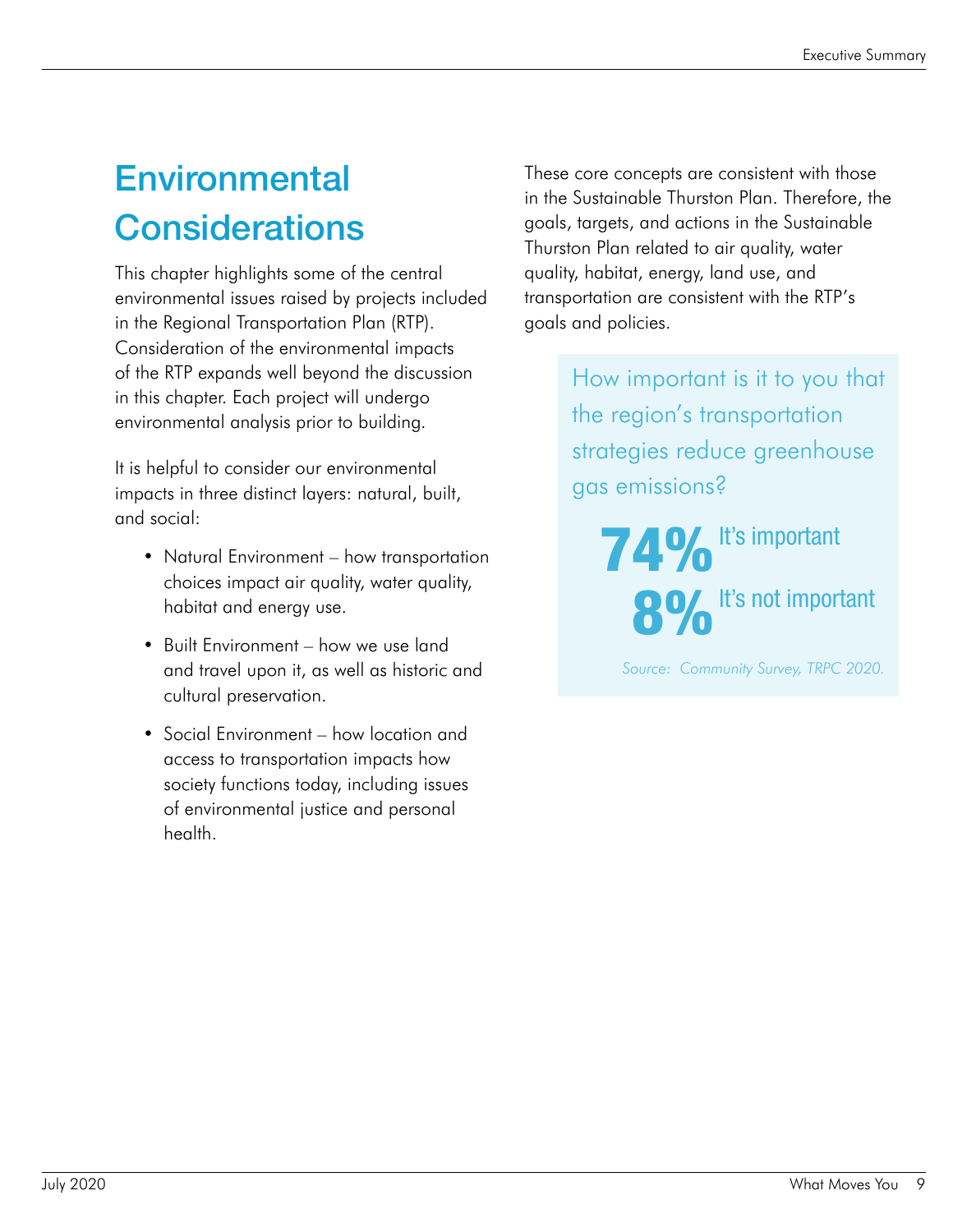# Environmental Considerations

This chapter highlights some of the central environmental issues raised by projects included in the Regional Transportation Plan (RTP). Consideration of the environmental impacts of the RTP expands well beyond the discussion in this chapter. Each project will undergo environmental analysis prior to building.

It is helpful to consider our environmental impacts in three distinct layers: natural, built, and social:

- Natural Environment – how transportation choices impact air quality, water quality, habitat and energy use.
- Built Environment – how we use land and travel upon it, as well as historic and cultural preservation.
- Social Environment – how location and access to transportation impacts how society functions today, including issues of environmental justice and personal health.

These core concepts are consistent with those in the Sustainable Thurston Plan. Therefore, the goals, targets, and actions in the Sustainable Thurston Plan related to air quality, water quality, habitat, energy, land use, and transportation are consistent with the RTP's goals and policies.

How important is it to you that the region's transportation strategies reduce greenhouse gas emissions?

**74%** It's important

**8%** It's not important

*Source: Community Survey, TRPC 2020.*